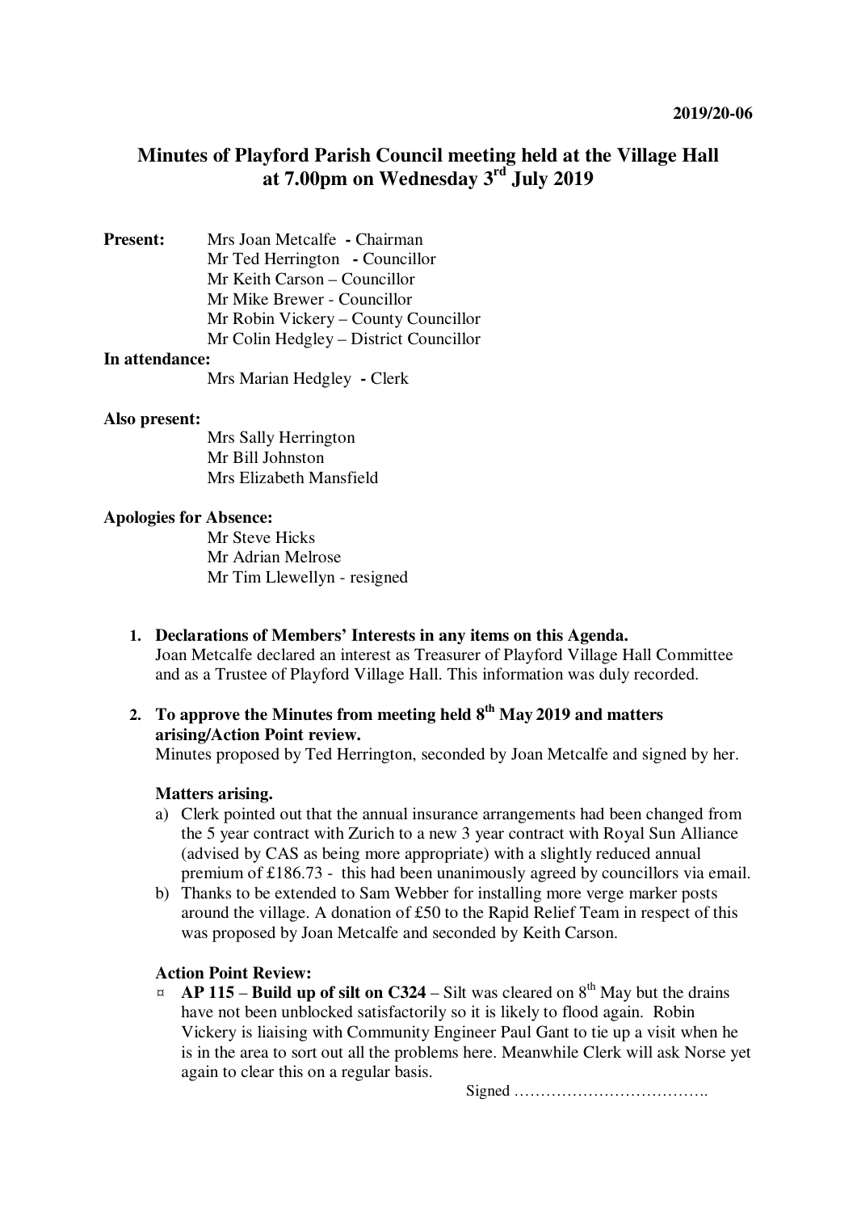2019/20-06

# Minutes of Playford Parish Council meeting held at the Village Hall at 7.00pm on Wednesday 3rd July 2019

**Present:**
Mrs Joan Metcalfe - Chairman
Mr Ted Herrington - Councillor
Mr Keith Carson – Councillor
Mr Mike Brewer - Councillor
Mr Robin Vickery – County Councillor
Mr Colin Hedgley – District Councillor

**In attendance:**
Mrs Marian Hedgley - Clerk

**Also present:**
Mrs Sally Herrington
Mr Bill Johnston
Mrs Elizabeth Mansfield

**Apologies for Absence:**
Mr Steve Hicks
Mr Adrian Melrose
Mr Tim Llewellyn - resigned

1. **Declarations of Members' Interests in any items on this Agenda.**
   Joan Metcalfe declared an interest as Treasurer of Playford Village Hall Committee and as a Trustee of Playford Village Hall. This information was duly recorded.

2. **To approve the Minutes from meeting held 8th May 2019 and matters arising/Action Point review.**
   Minutes proposed by Ted Herrington, seconded by Joan Metcalfe and signed by her.

   **Matters arising.**
   a) Clerk pointed out that the annual insurance arrangements had been changed from the 5 year contract with Zurich to a new 3 year contract with Royal Sun Alliance (advised by CAS as being more appropriate) with a slightly reduced annual premium of £186.73 - this had been unanimously agreed by councillors via email.
   b) Thanks to be extended to Sam Webber for installing more verge marker posts around the village. A donation of £50 to the Rapid Relief Team in respect of this was proposed by Joan Metcalfe and seconded by Keith Carson.

   **Action Point Review:**
   - **AP 115 – Build up of silt on C324** – Silt was cleared on 8th May but the drains have not been unblocked satisfactorily so it is likely to flood again. Robin Vickery is liaising with Community Engineer Paul Gant to tie up a visit when he is in the area to sort out all the problems here. Meanwhile Clerk will ask Norse yet again to clear this on a regular basis.

Signed ……………………………….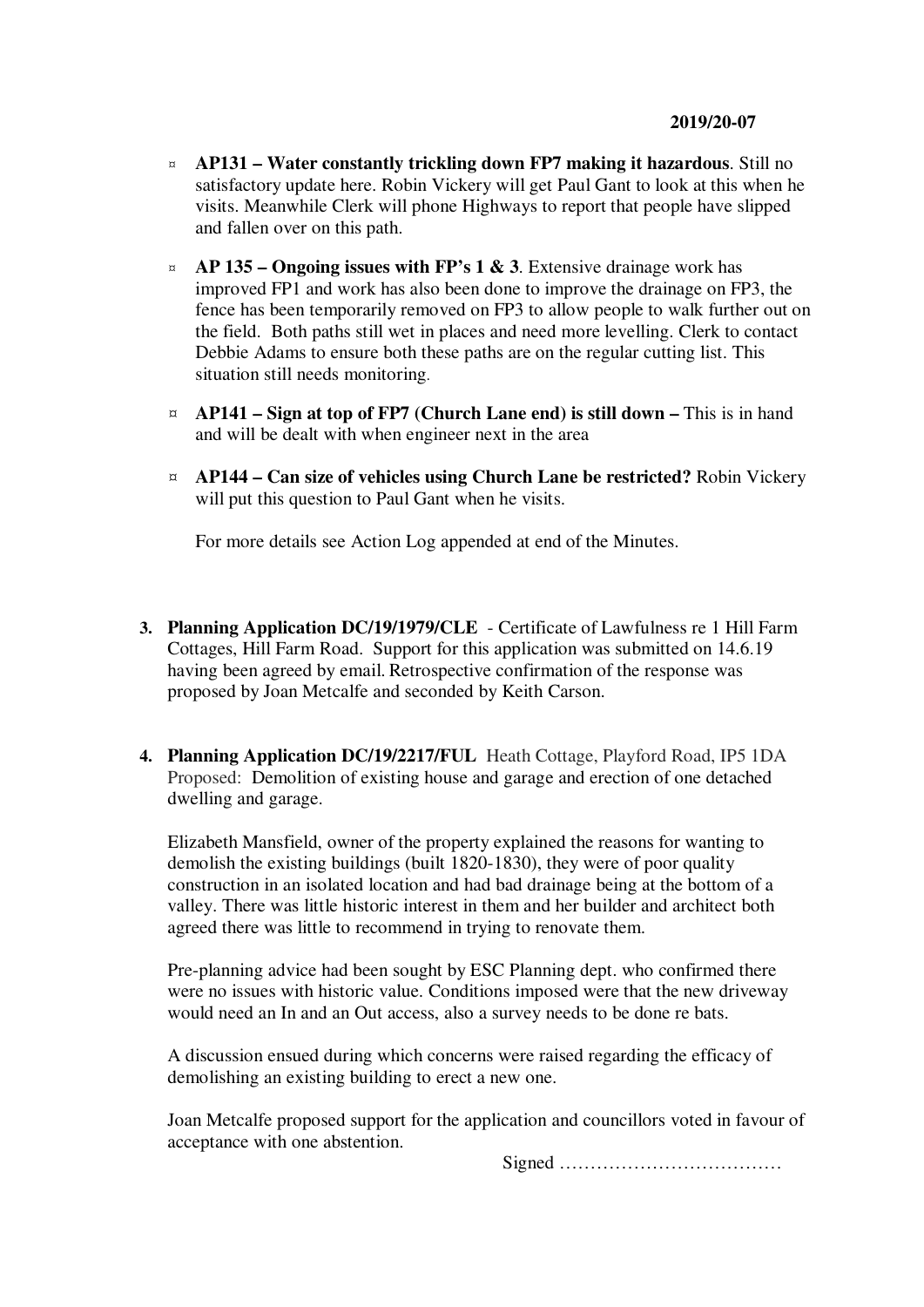- **AP131 – Water constantly trickling down FP7 making it hazardous**. Still no satisfactory update here. Robin Vickery will get Paul Gant to look at this when he visits. Meanwhile Clerk will phone Highways to report that people have slipped and fallen over on this path.

- **AP 135 – Ongoing issues with FP's 1 & 3**. Extensive drainage work has improved FP1 and work has also been done to improve the drainage on FP3, the fence has been temporarily removed on FP3 to allow people to walk further out on the field. Both paths still wet in places and need more levelling. Clerk to contact Debbie Adams to ensure both these paths are on the regular cutting list. This situation still needs monitoring.

- **AP141 – Sign at top of FP7 (Church Lane end) is still down –** This is in hand and will be dealt with when engineer next in the area

- **AP144 – Can size of vehicles using Church Lane be restricted?** Robin Vickery will put this question to Paul Gant when he visits.

  For more details see Action Log appended at end of the Minutes.

3. **Planning Application DC/19/1979/CLE** - Certificate of Lawfulness re 1 Hill Farm Cottages, Hill Farm Road. Support for this application was submitted on 14.6.19 having been agreed by email. Retrospective confirmation of the response was proposed by Joan Metcalfe and seconded by Keith Carson.

4. **Planning Application DC/19/2217/FUL** Heath Cottage, Playford Road, IP5 1DA Proposed: Demolition of existing house and garage and erection of one detached dwelling and garage.

   Elizabeth Mansfield, owner of the property explained the reasons for wanting to demolish the existing buildings (built 1820-1830), they were of poor quality construction in an isolated location and had bad drainage being at the bottom of a valley. There was little historic interest in them and her builder and architect both agreed there was little to recommend in trying to renovate them.

   Pre-planning advice had been sought by ESC Planning dept. who confirmed there were no issues with historic value. Conditions imposed were that the new driveway would need an In and an Out access, also a survey needs to be done re bats.

   A discussion ensued during which concerns were raised regarding the efficacy of demolishing an existing building to erect a new one.

   Joan Metcalfe proposed support for the application and councillors voted in favour of acceptance with one abstention.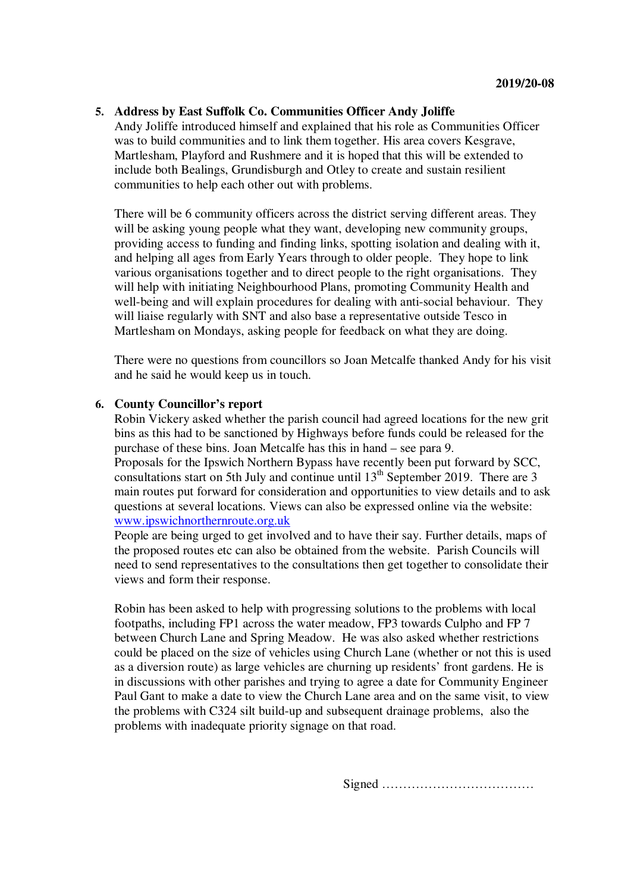**5. Address by East Suffolk Co. Communities Officer Andy Joliffe**

Andy Joliffe introduced himself and explained that his role as Communities Officer was to build communities and to link them together. His area covers Kesgrave, Martlesham, Playford and Rushmere and it is hoped that this will be extended to include both Bealings, Grundisburgh and Otley to create and sustain resilient communities to help each other out with problems.

There will be 6 community officers across the district serving different areas. They will be asking young people what they want, developing new community groups, providing access to funding and finding links, spotting isolation and dealing with it, and helping all ages from Early Years through to older people. They hope to link various organisations together and to direct people to the right organisations. They will help with initiating Neighbourhood Plans, promoting Community Health and well-being and will explain procedures for dealing with anti-social behaviour. They will liaise regularly with SNT and also base a representative outside Tesco in Martlesham on Mondays, asking people for feedback on what they are doing.

There were no questions from councillors so Joan Metcalfe thanked Andy for his visit and he said he would keep us in touch.

**6. County Councillor's report**

Robin Vickery asked whether the parish council had agreed locations for the new grit bins as this had to be sanctioned by Highways before funds could be released for the purchase of these bins. Joan Metcalfe has this in hand – see para 9.

Proposals for the Ipswich Northern Bypass have recently been put forward by SCC, consultations start on 5th July and continue until 13th September 2019. There are 3 main routes put forward for consideration and opportunities to view details and to ask questions at several locations. Views can also be expressed online via the website: [www.ipswichnorthernroute.org.uk](http://www.ipswichnorthernroute.org.uk)

People are being urged to get involved and to have their say. Further details, maps of the proposed routes etc can also be obtained from the website. Parish Councils will need to send representatives to the consultations then get together to consolidate their views and form their response.

Robin has been asked to help with progressing solutions to the problems with local footpaths, including FP1 across the water meadow, FP3 towards Culpho and FP 7 between Church Lane and Spring Meadow. He was also asked whether restrictions could be placed on the size of vehicles using Church Lane (whether or not this is used as a diversion route) as large vehicles are churning up residents' front gardens. He is in discussions with other parishes and trying to agree a date for Community Engineer Paul Gant to make a date to view the Church Lane area and on the same visit, to view the problems with C324 silt build-up and subsequent drainage problems, also the problems with inadequate priority signage on that road.

Signed ………………………………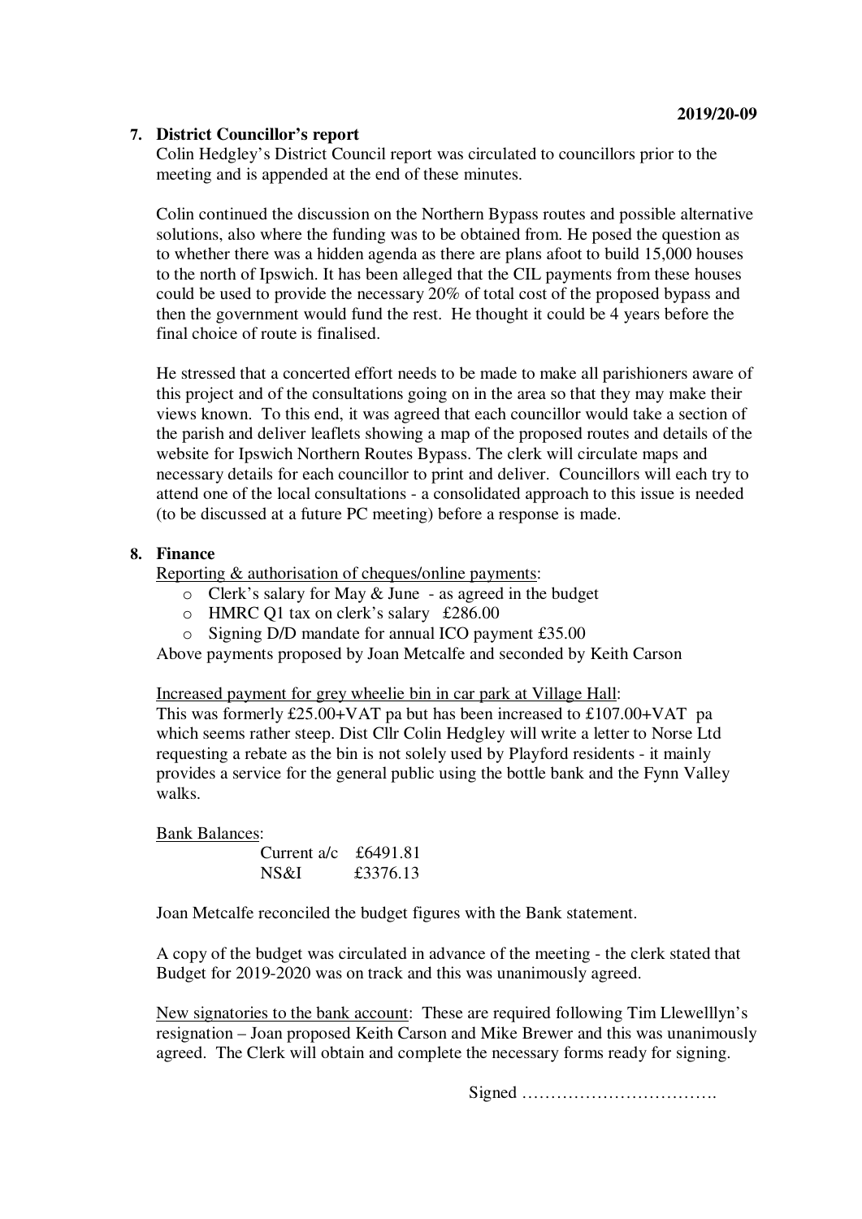**2019/20-09**

**7. District Councillor's report**

Colin Hedgley's District Council report was circulated to councillors prior to the meeting and is appended at the end of these minutes.

Colin continued the discussion on the Northern Bypass routes and possible alternative solutions, also where the funding was to be obtained from. He posed the question as to whether there was a hidden agenda as there are plans afoot to build 15,000 houses to the north of Ipswich. It has been alleged that the CIL payments from these houses could be used to provide the necessary 20% of total cost of the proposed bypass and then the government would fund the rest. He thought it could be 4 years before the final choice of route is finalised.

He stressed that a concerted effort needs to be made to make all parishioners aware of this project and of the consultations going on in the area so that they may make their views known. To this end, it was agreed that each councillor would take a section of the parish and deliver leaflets showing a map of the proposed routes and details of the website for Ipswich Northern Routes Bypass. The clerk will circulate maps and necessary details for each councillor to print and deliver. Councillors will each try to attend one of the local consultations - a consolidated approach to this issue is needed (to be discussed at a future PC meeting) before a response is made.

**8. Finance**

<u>Reporting & authorisation of cheques/online payments</u>:

- Clerk's salary for May & June - as agreed in the budget
- HMRC Q1 tax on clerk's salary £286.00
- Signing D/D mandate for annual ICO payment £35.00

Above payments proposed by Joan Metcalfe and seconded by Keith Carson

<u>Increased payment for grey wheelie bin in car park at Village Hall</u>:
This was formerly £25.00+VAT pa but has been increased to £107.00+VAT pa which seems rather steep. Dist Cllr Colin Hedgley will write a letter to Norse Ltd requesting a rebate as the bin is not solely used by Playford residents - it mainly provides a service for the general public using the bottle bank and the Fynn Valley walks.

<u>Bank Balances</u>:

| | |
|---|---|
| Current a/c | £6491.81 |
| NS&I | £3376.13 |

Joan Metcalfe reconciled the budget figures with the Bank statement.

A copy of the budget was circulated in advance of the meeting - the clerk stated that Budget for 2019-2020 was on track and this was unanimously agreed.

<u>New signatories to the bank account</u>: These are required following Tim Llewelllyn's resignation – Joan proposed Keith Carson and Mike Brewer and this was unanimously agreed. The Clerk will obtain and complete the necessary forms ready for signing.

Signed …………………………….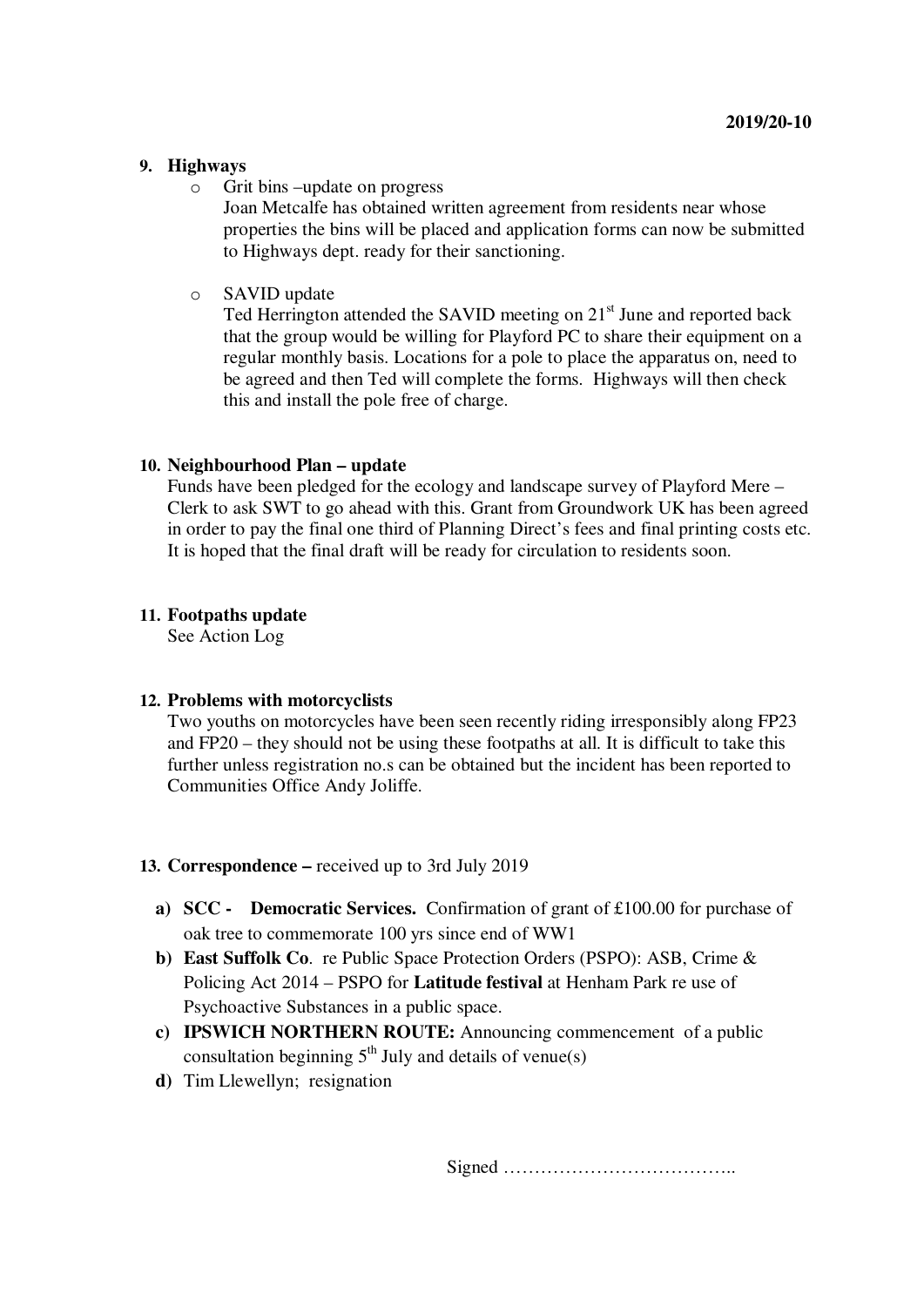**2019/20-10**

**9. Highways**

- Grit bins –update on progress

  Joan Metcalfe has obtained written agreement from residents near whose properties the bins will be placed and application forms can now be submitted to Highways dept. ready for their sanctioning.

- SAVID update

  Ted Herrington attended the SAVID meeting on 21st June and reported back that the group would be willing for Playford PC to share their equipment on a regular monthly basis. Locations for a pole to place the apparatus on, need to be agreed and then Ted will complete the forms. Highways will then check this and install the pole free of charge.

**10. Neighbourhood Plan – update**

Funds have been pledged for the ecology and landscape survey of Playford Mere – Clerk to ask SWT to go ahead with this. Grant from Groundwork UK has been agreed in order to pay the final one third of Planning Direct's fees and final printing costs etc. It is hoped that the final draft will be ready for circulation to residents soon.

**11. Footpaths update**

See Action Log

**12. Problems with motorcyclists**

Two youths on motorcycles have been seen recently riding irresponsibly along FP23 and FP20 – they should not be using these footpaths at all. It is difficult to take this further unless registration no.s can be obtained but the incident has been reported to Communities Office Andy Joliffe.

**13. Correspondence –** received up to 3rd July 2019

a) **SCC - Democratic Services.** Confirmation of grant of £100.00 for purchase of oak tree to commemorate 100 yrs since end of WW1

b) **East Suffolk Co**. re Public Space Protection Orders (PSPO): ASB, Crime & Policing Act 2014 – PSPO for **Latitude festival** at Henham Park re use of Psychoactive Substances in a public space.

c) **IPSWICH NORTHERN ROUTE:** Announcing commencement of a public consultation beginning 5th July and details of venue(s)

d) Tim Llewellyn; resignation

Signed ………………………………..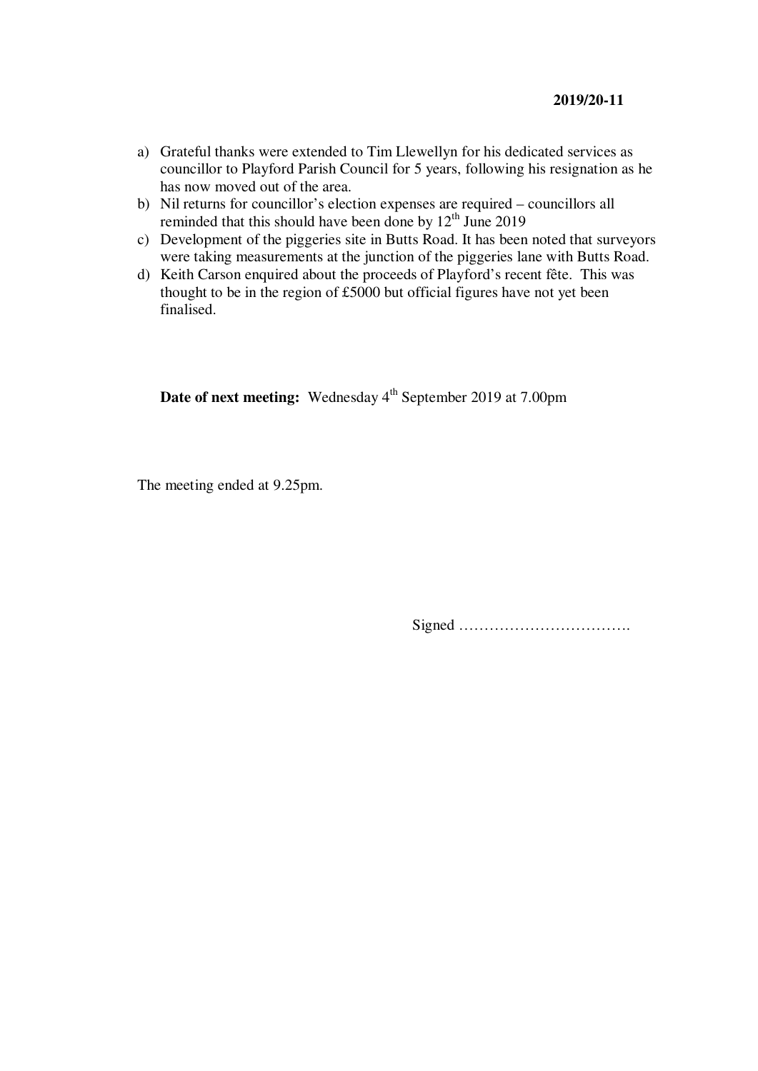**2019/20-11**

a) Grateful thanks were extended to Tim Llewellyn for his dedicated services as councillor to Playford Parish Council for 5 years, following his resignation as he has now moved out of the area.
b) Nil returns for councillor's election expenses are required – councillors all reminded that this should have been done by 12th June 2019
c) Development of the piggeries site in Butts Road. It has been noted that surveyors were taking measurements at the junction of the piggeries lane with Butts Road.
d) Keith Carson enquired about the proceeds of Playford's recent fête. This was thought to be in the region of £5000 but official figures have not yet been finalised.

**Date of next meeting:** Wednesday 4th September 2019 at 7.00pm

The meeting ended at 9.25pm.

Signed …………………………….